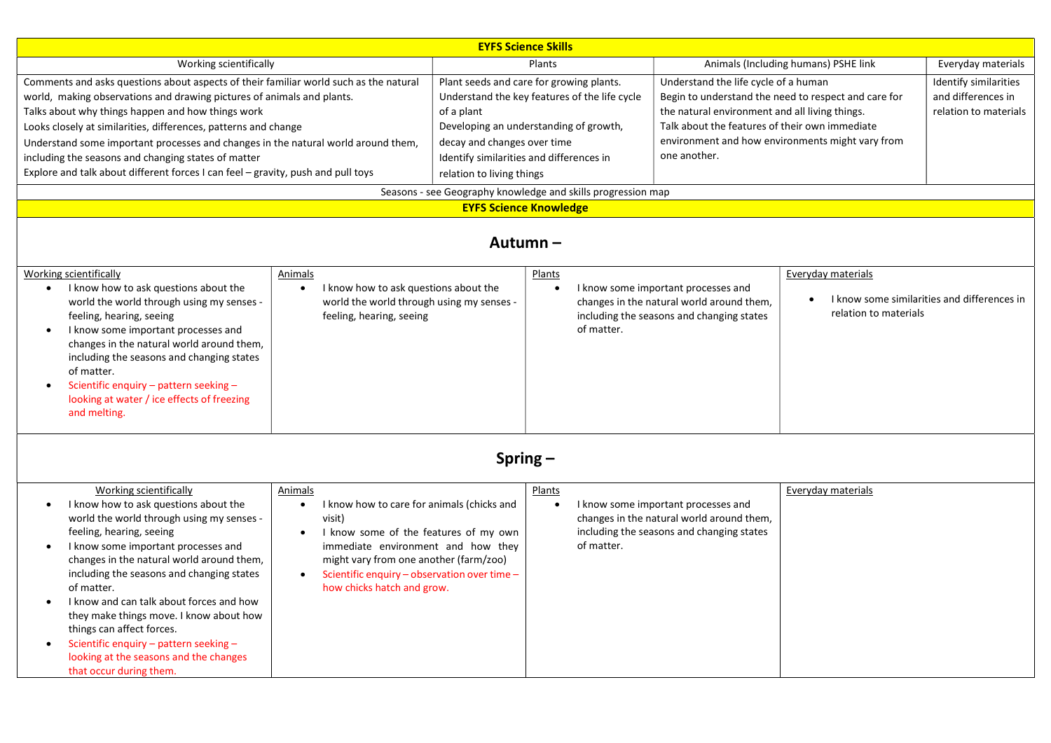## EYFS Science Skills

| Working scientifically | Plants | Animals (Including humans) PSHE link | Everyday materials |
|---|---|---|---|
| Comments and asks questions about aspects of their familiar world such as the natural world, making observations and drawing pictures of animals and plants.<br>Talks about why things happen and how things work<br>Looks closely at similarities, differences, patterns and change<br>Understand some important processes and changes in the natural world around them, including the seasons and changing states of matter<br>Explore and talk about different forces I can feel – gravity, push and pull toys | Plant seeds and care for growing plants.<br>Understand the key features of the life cycle of a plant<br>Developing an understanding of growth, decay and changes over time<br>Identify similarities and differences in relation to living things | Understand the life cycle of a human<br>Begin to understand the need to respect and care for the natural environment and all living things.<br>Talk about the features of their own immediate environment and how environments might vary from one another. | Identify similarities and differences in relation to materials |

Seasons - see Geography knowledge and skills progression map

## EYFS Science Knowledge

### Autumn –

| Working scientifically | Animals | Plants | Everyday materials |
|---|---|---|---|
| • I know how to ask questions about the world the world through using my senses - feeling, hearing, seeing<br>• I know some important processes and changes in the natural world around them, including the seasons and changing states of matter.<br>• Scientific enquiry – pattern seeking – looking at water / ice effects of freezing and melting. | • I know how to ask questions about the world the world through using my senses - feeling, hearing, seeing | • I know some important processes and changes in the natural world around them, including the seasons and changing states of matter. | • I know some similarities and differences in relation to materials |

### Spring –

| Working scientifically | Animals | Plants | Everyday materials |
|---|---|---|---|
| • I know how to ask questions about the world the world through using my senses - feeling, hearing, seeing<br>• I know some important processes and changes in the natural world around them, including the seasons and changing states of matter.<br>• I know and can talk about forces and how they make things move. I know about how things can affect forces.<br>• Scientific enquiry – pattern seeking – looking at the seasons and the changes that occur during them. | • I know how to care for animals (chicks and visit)<br>• I know some of the features of my own immediate environment and how they might vary from one another (farm/zoo)<br>• Scientific enquiry – observation over time – how chicks hatch and grow. | • I know some important processes and changes in the natural world around them, including the seasons and changing states of matter. | |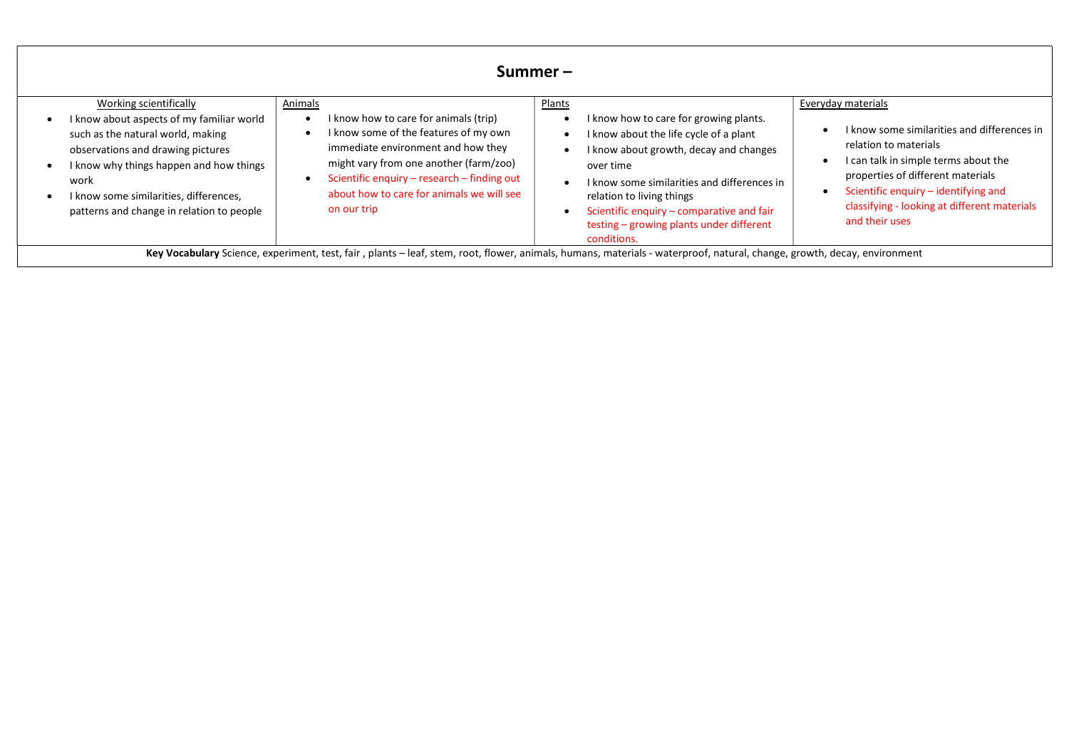## Summer –

| Working scientifically | Animals | Plants | Everyday materials |
|---|---|---|---|
| • I know about aspects of my familiar world such as the natural world, making observations and drawing pictures<br>• I know why things happen and how things work<br>• I know some similarities, differences, patterns and change in relation to people | • I know how to care for animals (trip)<br>• I know some of the features of my own immediate environment and how they might vary from one another (farm/zoo)<br>• Scientific enquiry – research – finding out about how to care for animals we will see on our trip | • I know how to care for growing plants.<br>• I know about the life cycle of a plant<br>• I know about growth, decay and changes over time<br>• I know some similarities and differences in relation to living things<br>• Scientific enquiry – comparative and fair testing – growing plants under different conditions. | • I know some similarities and differences in relation to materials<br>• I can talk in simple terms about the properties of different materials<br>• Scientific enquiry – identifying and classifying - looking at different materials and their uses |

**Key Vocabulary** Science, experiment, test, fair , plants – leaf, stem, root, flower, animals, humans, materials - waterproof, natural, change, growth, decay, environment